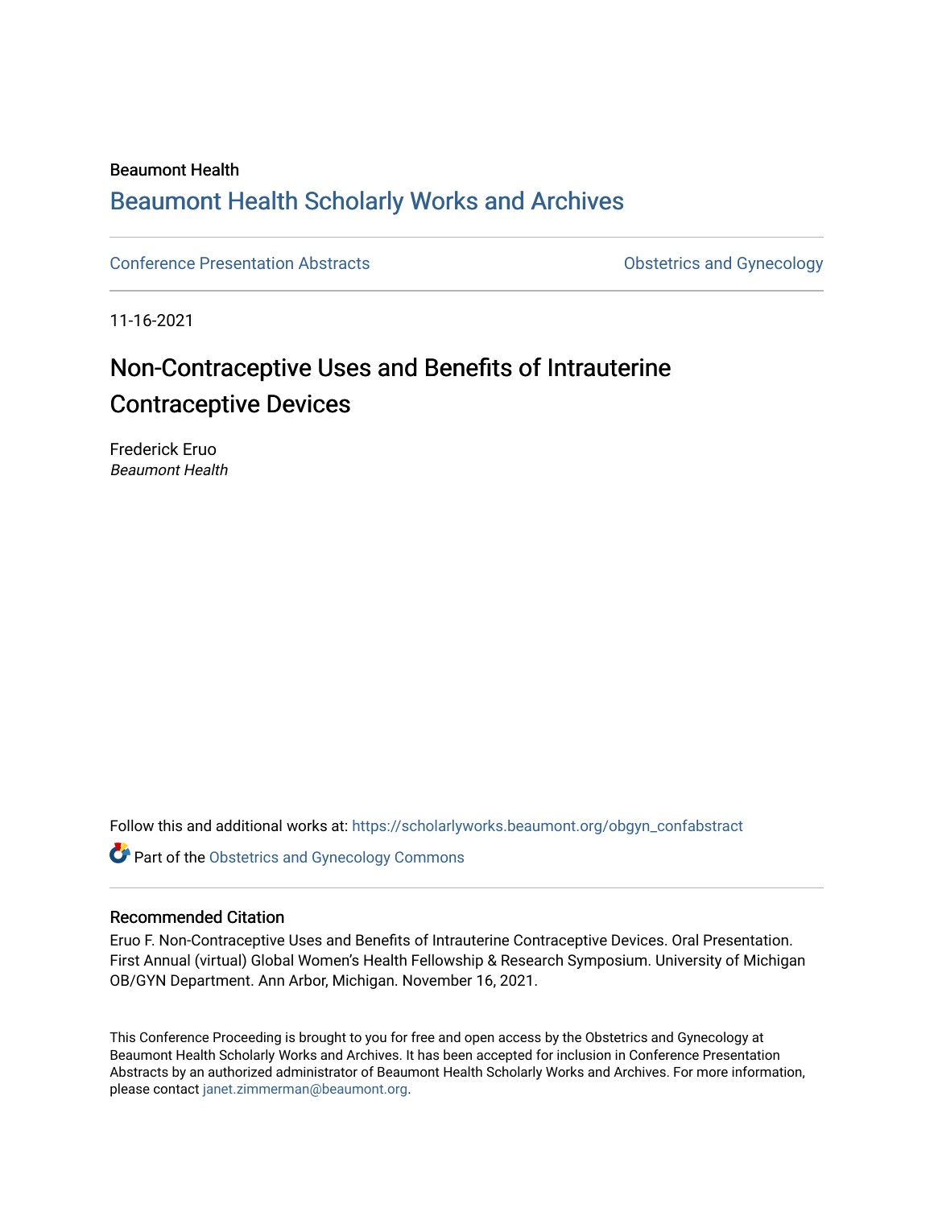Beaumont Health

## Beaumont Health Scholarly Works and Archives

Conference Presentation Abstracts | Obstetrics and Gynecology

11-16-2021

# Non-Contraceptive Uses and Benefits of Intrauterine Contraceptive Devices

Frederick Eruo
*Beaumont Health*

Follow this and additional works at: https://scholarlyworks.beaumont.org/obgyn_confabstract

Part of the Obstetrics and Gynecology Commons

### Recommended Citation

Eruo F. Non-Contraceptive Uses and Benefits of Intrauterine Contraceptive Devices. Oral Presentation. First Annual (virtual) Global Women's Health Fellowship & Research Symposium. University of Michigan OB/GYN Department. Ann Arbor, Michigan. November 16, 2021.

This Conference Proceeding is brought to you for free and open access by the Obstetrics and Gynecology at Beaumont Health Scholarly Works and Archives. It has been accepted for inclusion in Conference Presentation Abstracts by an authorized administrator of Beaumont Health Scholarly Works and Archives. For more information, please contact janet.zimmerman@beaumont.org.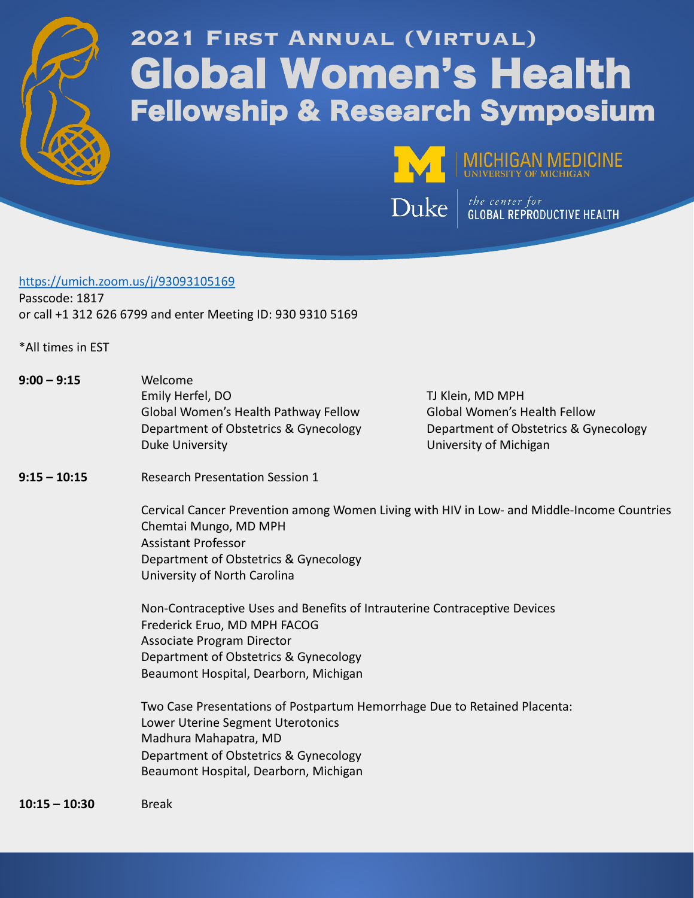# 2021 First Annual (Virtual)

# Global Women's Health

## Fellowship & Research Symposium

MICHIGAN MEDICINE
UNIVERSITY OF MICHIGAN

Duke | *the center for* GLOBAL REPRODUCTIVE HEALTH

https://umich.zoom.us/j/93093105169
Passcode: 1817
or call +1 312 626 6799 and enter Meeting ID: 930 9310 5169

*All times in EST

**9:00 – 9:15** Welcome

Emily Herfel, DO
Global Women's Health Pathway Fellow
Department of Obstetrics & Gynecology
Duke University

TJ Klein, MD MPH
Global Women's Health Fellow
Department of Obstetrics & Gynecology
University of Michigan

**9:15 – 10:15** Research Presentation Session 1

Cervical Cancer Prevention among Women Living with HIV in Low- and Middle-Income Countries
Chemtai Mungo, MD MPH
Assistant Professor
Department of Obstetrics & Gynecology
University of North Carolina

Non-Contraceptive Uses and Benefits of Intrauterine Contraceptive Devices
Frederick Eruo, MD MPH FACOG
Associate Program Director
Department of Obstetrics & Gynecology
Beaumont Hospital, Dearborn, Michigan

Two Case Presentations of Postpartum Hemorrhage Due to Retained Placenta:
Lower Uterine Segment Uterotonics
Madhura Mahapatra, MD
Department of Obstetrics & Gynecology
Beaumont Hospital, Dearborn, Michigan

**10:15 – 10:30** Break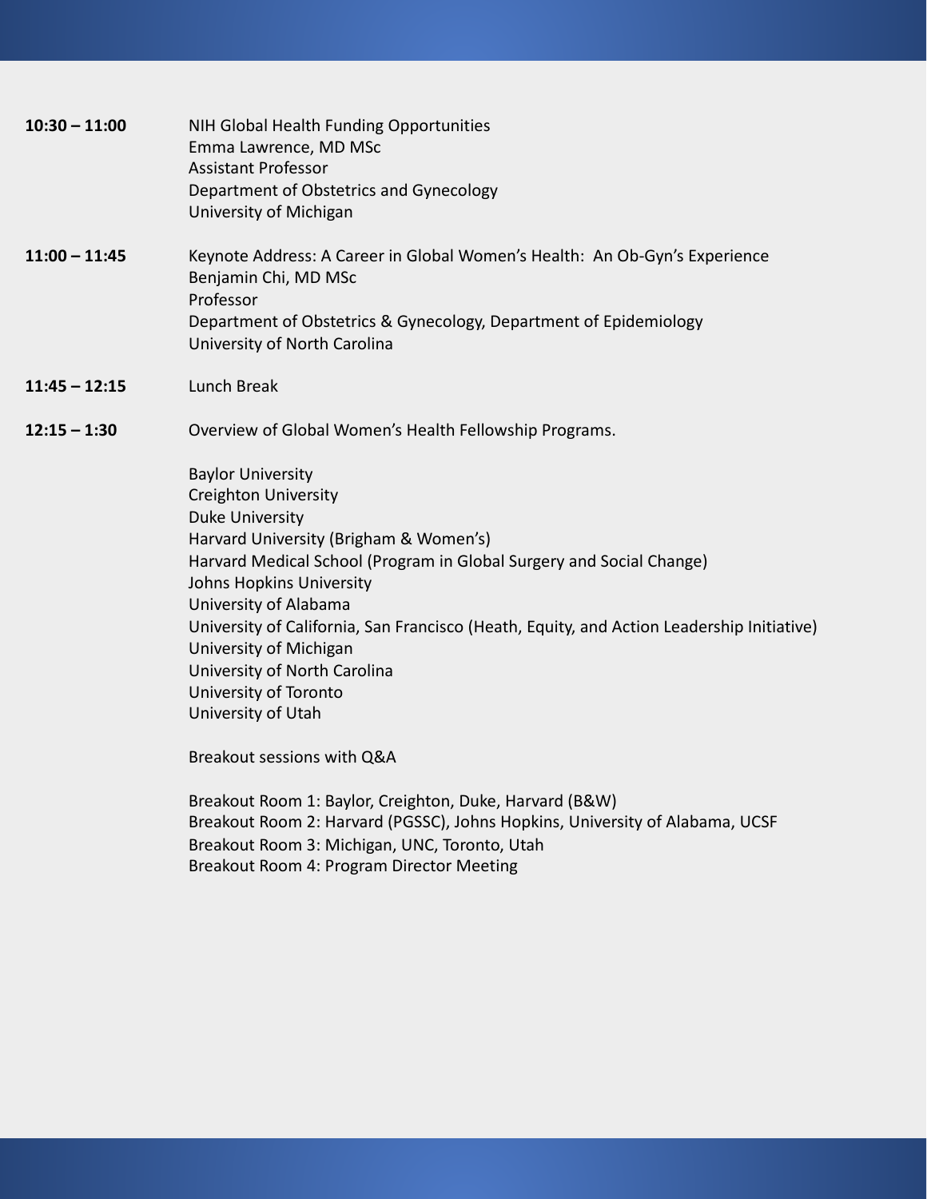**10:30 – 11:00** NIH Global Health Funding Opportunities
Emma Lawrence, MD MSc
Assistant Professor
Department of Obstetrics and Gynecology
University of Michigan

**11:00 – 11:45** Keynote Address: A Career in Global Women's Health: An Ob-Gyn's Experience
Benjamin Chi, MD MSc
Professor
Department of Obstetrics & Gynecology, Department of Epidemiology
University of North Carolina

**11:45 – 12:15** Lunch Break

**12:15 – 1:30** Overview of Global Women's Health Fellowship Programs.

Baylor University
Creighton University
Duke University
Harvard University (Brigham & Women's)
Harvard Medical School (Program in Global Surgery and Social Change)
Johns Hopkins University
University of Alabama
University of California, San Francisco (Heath, Equity, and Action Leadership Initiative)
University of Michigan
University of North Carolina
University of Toronto
University of Utah

Breakout sessions with Q&A

Breakout Room 1: Baylor, Creighton, Duke, Harvard (B&W)
Breakout Room 2: Harvard (PGSSC), Johns Hopkins, University of Alabama, UCSF
Breakout Room 3: Michigan, UNC, Toronto, Utah
Breakout Room 4: Program Director Meeting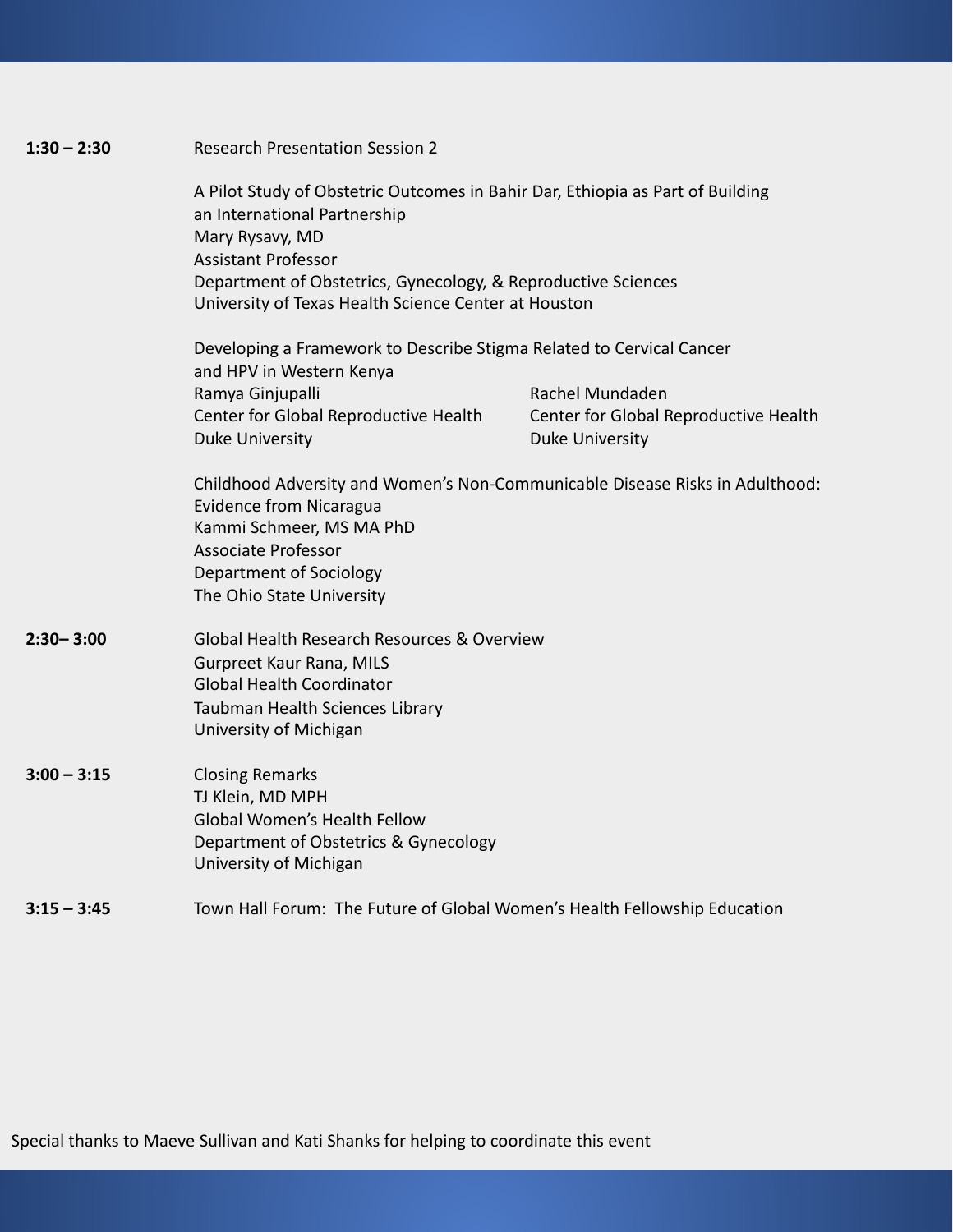**1:30 – 2:30** Research Presentation Session 2

A Pilot Study of Obstetric Outcomes in Bahir Dar, Ethiopia as Part of Building an International Partnership
Mary Rysavy, MD
Assistant Professor
Department of Obstetrics, Gynecology, & Reproductive Sciences
University of Texas Health Science Center at Houston

Developing a Framework to Describe Stigma Related to Cervical Cancer and HPV in Western Kenya

Ramya Ginjupalli
Center for Global Reproductive Health
Duke University

Rachel Mundaden
Center for Global Reproductive Health
Duke University

Childhood Adversity and Women's Non-Communicable Disease Risks in Adulthood: Evidence from Nicaragua
Kammi Schmeer, MS MA PhD
Associate Professor
Department of Sociology
The Ohio State University

**2:30– 3:00** Global Health Research Resources & Overview
Gurpreet Kaur Rana, MILS
Global Health Coordinator
Taubman Health Sciences Library
University of Michigan

**3:00 – 3:15** Closing Remarks
TJ Klein, MD MPH
Global Women's Health Fellow
Department of Obstetrics & Gynecology
University of Michigan

**3:15 – 3:45** Town Hall Forum: The Future of Global Women's Health Fellowship Education

Special thanks to Maeve Sullivan and Kati Shanks for helping to coordinate this event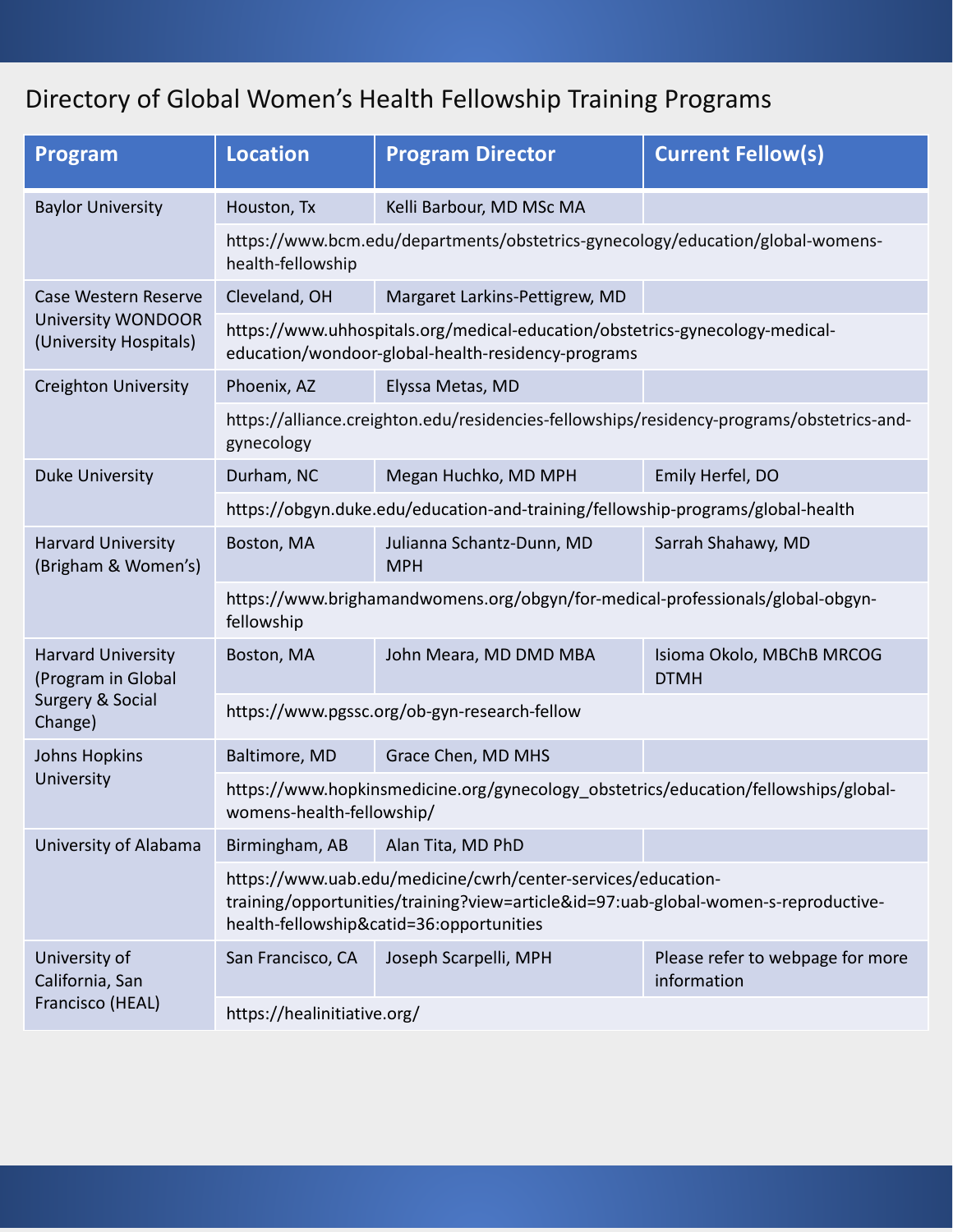# Directory of Global Women's Health Fellowship Training Programs

| Program | Location | Program Director | Current Fellow(s) |
|---|---|---|---|
| Baylor University | Houston, Tx | Kelli Barbour, MD MSc MA | |
| | https://www.bcm.edu/departments/obstetrics-gynecology/education/global-womens-health-fellowship | | |
| Case Western Reserve University WONDOOR (University Hospitals) | Cleveland, OH | Margaret Larkins-Pettigrew, MD | |
| | https://www.uhhospitals.org/medical-education/obstetrics-gynecology-medical-education/wondoor-global-health-residency-programs | | |
| Creighton University | Phoenix, AZ | Elyssa Metas, MD | |
| | https://alliance.creighton.edu/residencies-fellowships/residency-programs/obstetrics-and-gynecology | | |
| Duke University | Durham, NC | Megan Huchko, MD MPH | Emily Herfel, DO |
| | https://obgyn.duke.edu/education-and-training/fellowship-programs/global-health | | |
| Harvard University (Brigham & Women's) | Boston, MA | Julianna Schantz-Dunn, MD MPH | Sarrah Shahawy, MD |
| | https://www.brighamandwomens.org/obgyn/for-medical-professionals/global-obgyn-fellowship | | |
| Harvard University (Program in Global Surgery & Social Change) | Boston, MA | John Meara, MD DMD MBA | Isioma Okolo, MBChB MRCOG DTMH |
| | https://www.pgssc.org/ob-gyn-research-fellow | | |
| Johns Hopkins University | Baltimore, MD | Grace Chen, MD MHS | |
| | https://www.hopkinsmedicine.org/gynecology_obstetrics/education/fellowships/global-womens-health-fellowship/ | | |
| University of Alabama | Birmingham, AB | Alan Tita, MD PhD | |
| | https://www.uab.edu/medicine/cwrh/center-services/education-training/opportunities/training?view=article&id=97:uab-global-women-s-reproductive-health-fellowship&catid=36:opportunities | | |
| University of California, San Francisco (HEAL) | San Francisco, CA | Joseph Scarpelli, MPH | Please refer to webpage for more information |
| | https://healinitiative.org/ | | |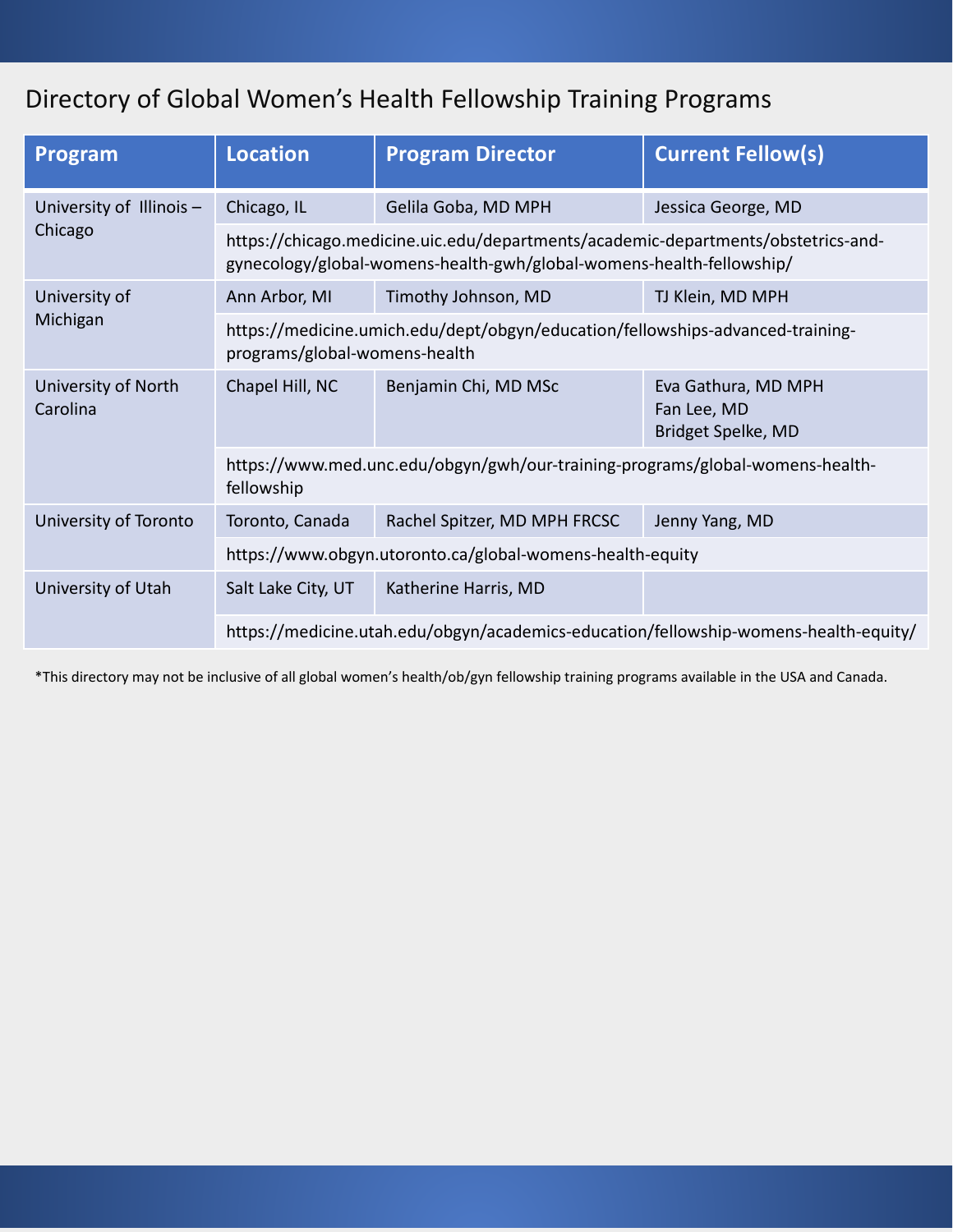# Directory of Global Women's Health Fellowship Training Programs

| Program | Location | Program Director | Current Fellow(s) |
|---|---|---|---|
| University of Illinois – Chicago | Chicago, IL | Gelila Goba, MD MPH | Jessica George, MD |
| | https://chicago.medicine.uic.edu/departments/academic-departments/obstetrics-and-gynecology/global-womens-health-gwh/global-womens-health-fellowship/ | | |
| University of Michigan | Ann Arbor, MI | Timothy Johnson, MD | TJ Klein, MD MPH |
| | https://medicine.umich.edu/dept/obgyn/education/fellowships-advanced-training-programs/global-womens-health | | |
| University of North Carolina | Chapel Hill, NC | Benjamin Chi, MD MSc | Eva Gathura, MD MPH<br>Fan Lee, MD<br>Bridget Spelke, MD |
| | https://www.med.unc.edu/obgyn/gwh/our-training-programs/global-womens-health-fellowship | | |
| University of Toronto | Toronto, Canada | Rachel Spitzer, MD MPH FRCSC | Jenny Yang, MD |
| | https://www.obgyn.utoronto.ca/global-womens-health-equity | | |
| University of Utah | Salt Lake City, UT | Katherine Harris, MD | |
| | https://medicine.utah.edu/obgyn/academics-education/fellowship-womens-health-equity/ | | |

*This directory may not be inclusive of all global women's health/ob/gyn fellowship training programs available in the USA and Canada.